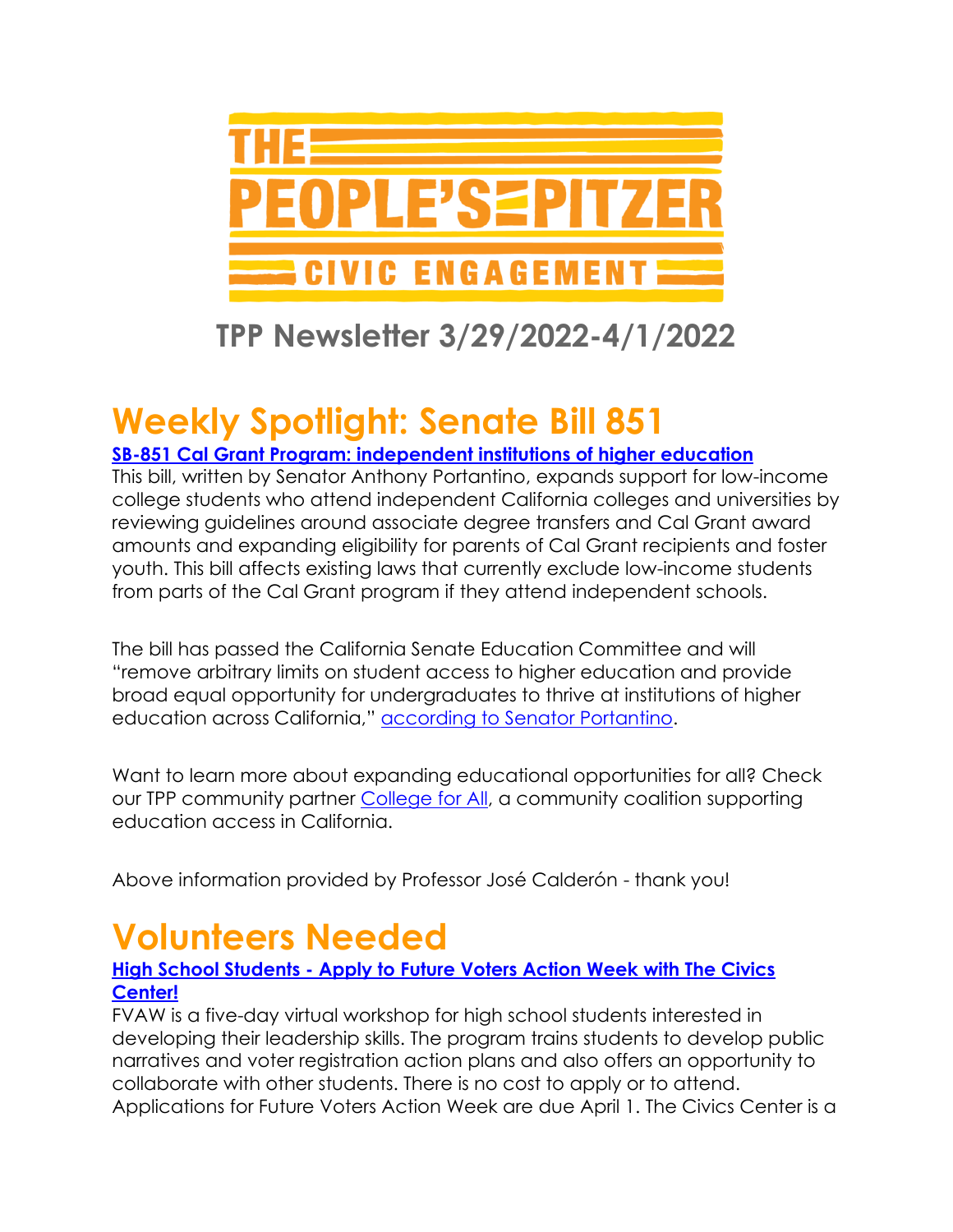# THE PEOPLE'S PITZER CIVIC ENGAGEMENT

## TPP Newsletter 3/29/2022-4/1/2022

# Weekly Spotlight: Senate Bill 851

**SB-851 Cal Grant Program: independent institutions of higher education**

This bill, written by Senator Anthony Portantino, expands support for low-income college students who attend independent California colleges and universities by reviewing guidelines around associate degree transfers and Cal Grant award amounts and expanding eligibility for parents of Cal Grant recipients and foster youth. This bill affects existing laws that currently exclude low-income students from parts of the Cal Grant program if they attend independent schools.

The bill has passed the California Senate Education Committee and will "remove arbitrary limits on student access to higher education and provide broad equal opportunity for undergraduates to thrive at institutions of higher education across California," according to Senator Portantino.

Want to learn more about expanding educational opportunities for all? Check our TPP community partner College for All, a community coalition supporting education access in California.

Above information provided by Professor José Calderón - thank you!

# Volunteers Needed

**High School Students - Apply to Future Voters Action Week with The Civics Center!**

FVAW is a five-day virtual workshop for high school students interested in developing their leadership skills. The program trains students to develop public narratives and voter registration action plans and also offers an opportunity to collaborate with other students. There is no cost to apply or to attend. Applications for Future Voters Action Week are due April 1. The Civics Center is a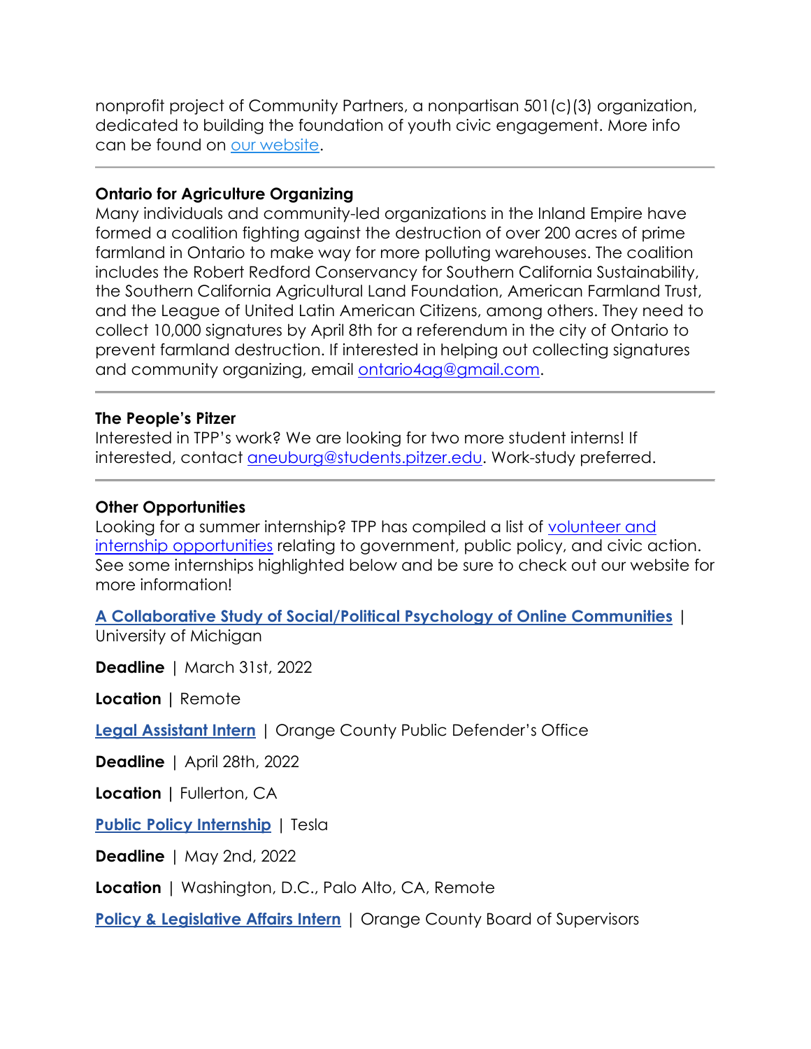nonprofit project of Community Partners, a nonpartisan 501(c)(3) organization, dedicated to building the foundation of youth civic engagement. More info can be found on [our website]().

---

**Ontario for Agriculture Organizing**
Many individuals and community-led organizations in the Inland Empire have formed a coalition fighting against the destruction of over 200 acres of prime farmland in Ontario to make way for more polluting warehouses. The coalition includes the Robert Redford Conservancy for Southern California Sustainability, the Southern California Agricultural Land Foundation, American Farmland Trust, and the League of United Latin American Citizens, among others. They need to collect 10,000 signatures by April 8th for a referendum in the city of Ontario to prevent farmland destruction. If interested in helping out collecting signatures and community organizing, email ontario4ag@gmail.com.

---

**The People's Pitzer**
Interested in TPP's work? We are looking for two more student interns! If interested, contact aneuburg@students.pitzer.edu. Work-study preferred.

---

**Other Opportunities**
Looking for a summer internship? TPP has compiled a list of volunteer and internship opportunities relating to government, public policy, and civic action. See some internships highlighted below and be sure to check out our website for more information!

**A Collaborative Study of Social/Political Psychology of Online Communities** | University of Michigan

**Deadline** | March 31st, 2022

**Location** | Remote

**Legal Assistant Intern** | Orange County Public Defender's Office

**Deadline** | April 28th, 2022

**Location** | Fullerton, CA

**Public Policy Internship** | Tesla

**Deadline** | May 2nd, 2022

**Location** | Washington, D.C., Palo Alto, CA, Remote

**Policy & Legislative Affairs Intern** | Orange County Board of Supervisors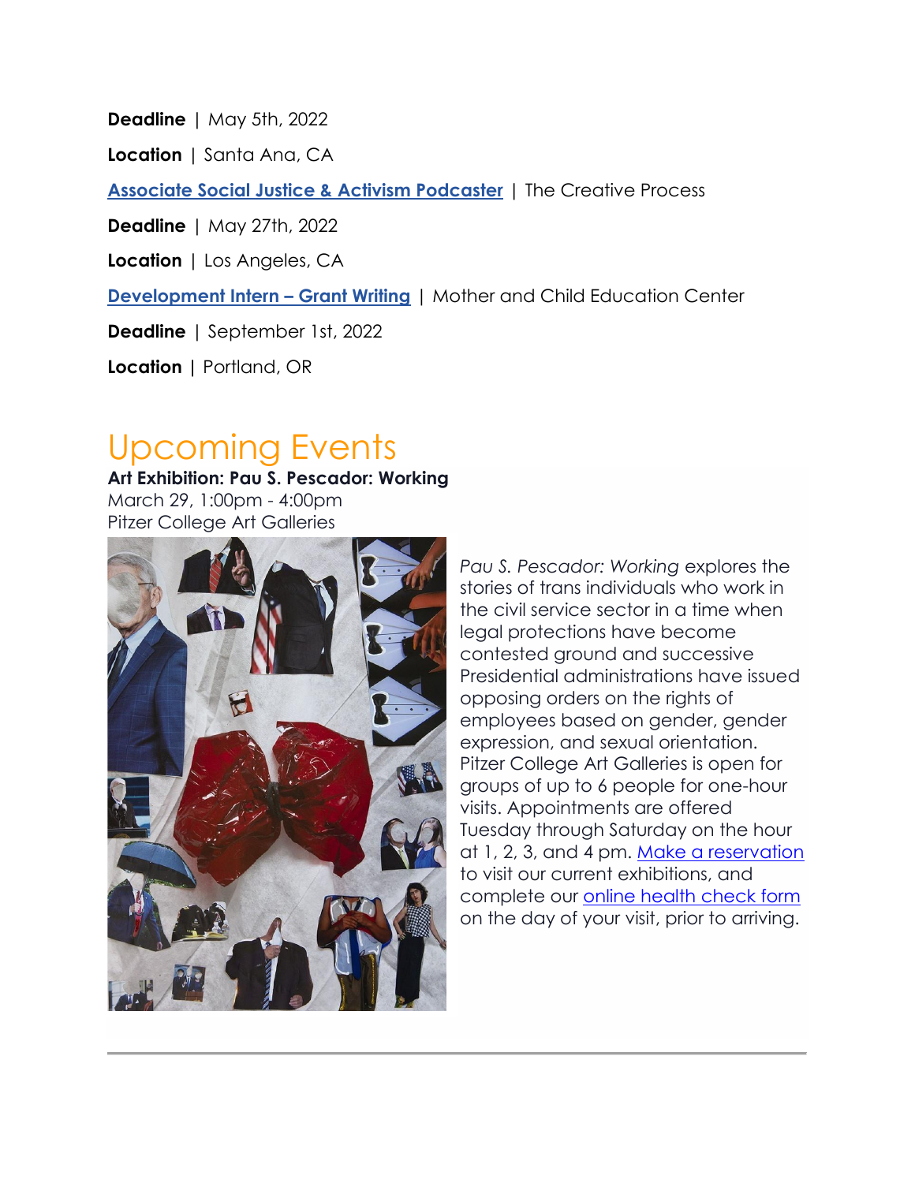**Deadline** | May 5th, 2022

**Location** | Santa Ana, CA

**Associate Social Justice & Activism Podcaster** | The Creative Process

**Deadline** | May 27th, 2022

**Location** | Los Angeles, CA

**Development Intern – Grant Writing** | Mother and Child Education Center

**Deadline** | September 1st, 2022

**Location** | Portland, OR

# Upcoming Events

**Art Exhibition: Pau S. Pescador: Working**
March 29, 1:00pm - 4:00pm
Pitzer College Art Galleries

*Pau S. Pescador: Working* explores the stories of trans individuals who work in the civil service sector in a time when legal protections have become contested ground and successive Presidential administrations have issued opposing orders on the rights of employees based on gender, gender expression, and sexual orientation. Pitzer College Art Galleries is open for groups of up to 6 people for one-hour visits. Appointments are offered Tuesday through Saturday on the hour at 1, 2, 3, and 4 pm. Make a reservation to visit our current exhibitions, and complete our online health check form on the day of your visit, prior to arriving.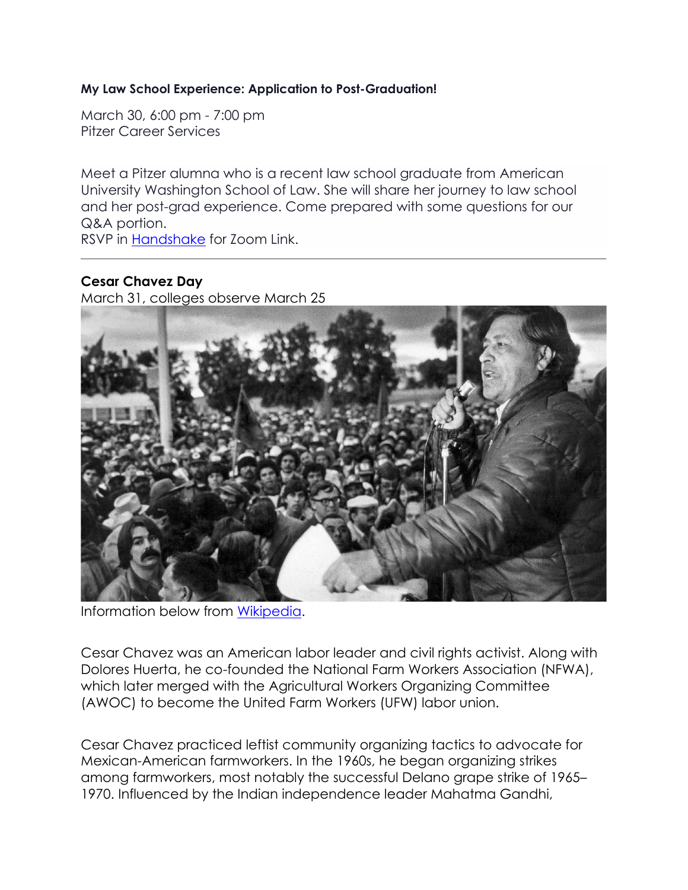**My Law School Experience: Application to Post-Graduation!**

March 30, 6:00 pm - 7:00 pm
Pitzer Career Services

Meet a Pitzer alumna who is a recent law school graduate from American University Washington School of Law. She will share her journey to law school and her post-grad experience. Come prepared with some questions for our Q&A portion.
RSVP in Handshake for Zoom Link.

---

**Cesar Chavez Day**
March 31, colleges observe March 25

Information below from Wikipedia.

Cesar Chavez was an American labor leader and civil rights activist. Along with Dolores Huerta, he co-founded the National Farm Workers Association (NFWA), which later merged with the Agricultural Workers Organizing Committee (AWOC) to become the United Farm Workers (UFW) labor union.

Cesar Chavez practiced leftist community organizing tactics to advocate for Mexican-American farmworkers. In the 1960s, he began organizing strikes among farmworkers, most notably the successful Delano grape strike of 1965–1970. Influenced by the Indian independence leader Mahatma Gandhi,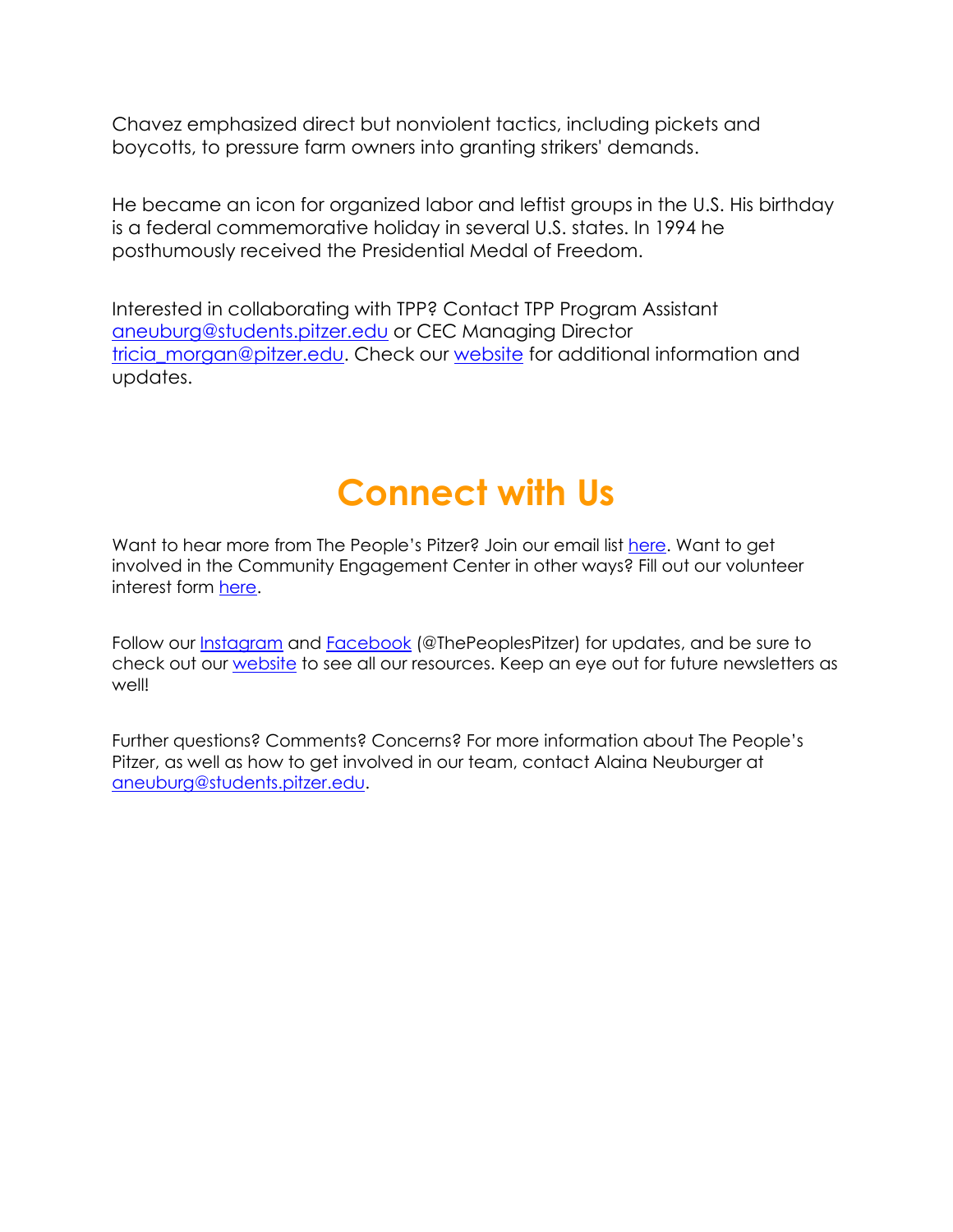Chavez emphasized direct but nonviolent tactics, including pickets and boycotts, to pressure farm owners into granting strikers' demands.

He became an icon for organized labor and leftist groups in the U.S. His birthday is a federal commemorative holiday in several U.S. states. In 1994 he posthumously received the Presidential Medal of Freedom.

Interested in collaborating with TPP? Contact TPP Program Assistant aneuburg@students.pitzer.edu or CEC Managing Director tricia_morgan@pitzer.edu. Check our website for additional information and updates.

# Connect with Us

Want to hear more from The People's Pitzer? Join our email list here. Want to get involved in the Community Engagement Center in other ways? Fill out our volunteer interest form here.

Follow our Instagram and Facebook (@ThePeoplesPitzer) for updates, and be sure to check out our website to see all our resources. Keep an eye out for future newsletters as well!

Further questions? Comments? Concerns? For more information about The People's Pitzer, as well as how to get involved in our team, contact Alaina Neuburger at aneuburg@students.pitzer.edu.